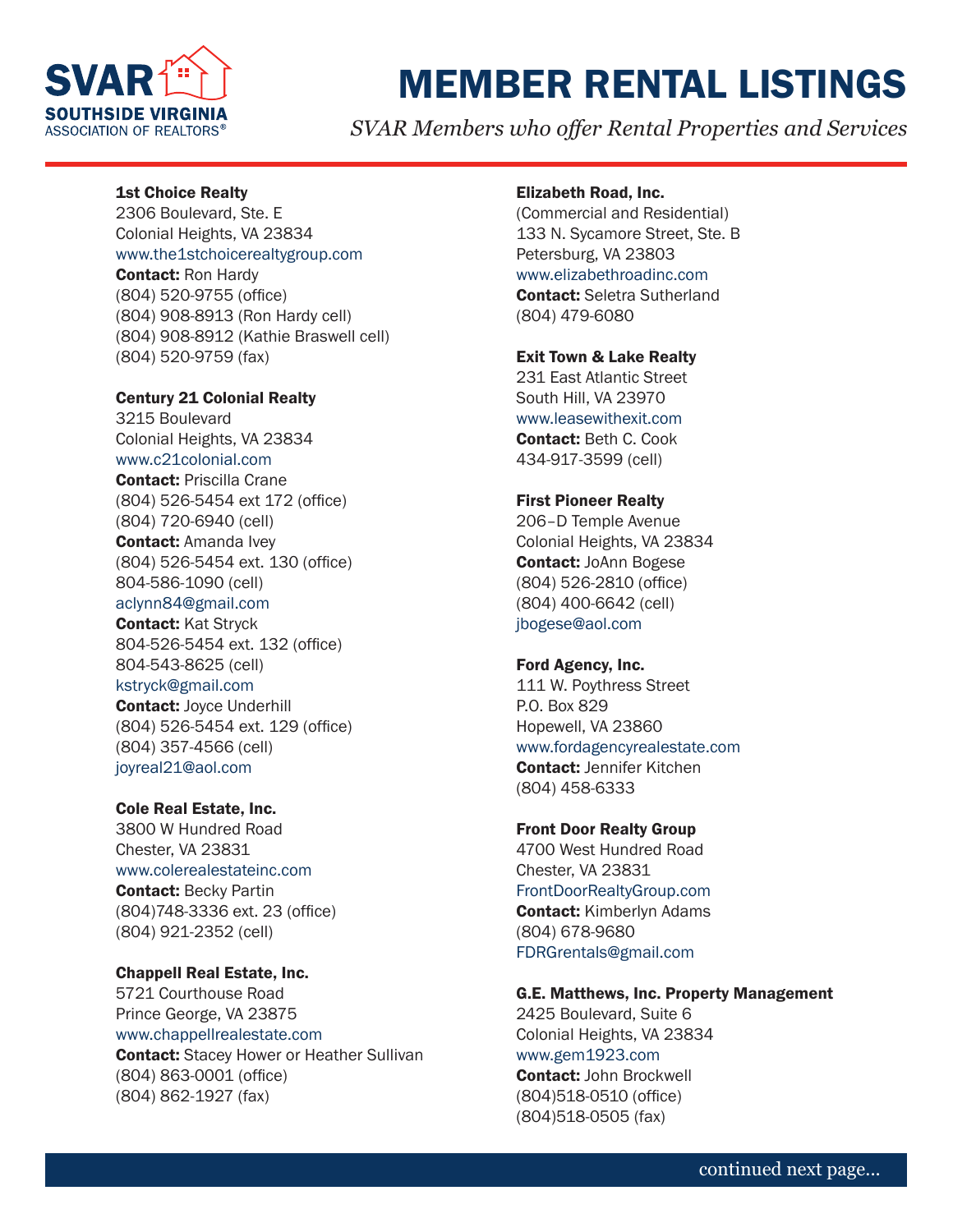SVAR
SOUTHSIDE VIRGINIA
ASSOCIATION OF REALTORS®

# MEMBER RENTAL LISTINGS

*SVAR Members who offer Rental Properties and Services*

**1st Choice Realty**
2306 Boulevard, Ste. E
Colonial Heights, VA 23834
www.the1stchoicerealtygroup.com
**Contact:** Ron Hardy
(804) 520-9755 (office)
(804) 908-8913 (Ron Hardy cell)
(804) 908-8912 (Kathie Braswell cell)
(804) 520-9759 (fax)

**Century 21 Colonial Realty**
3215 Boulevard
Colonial Heights, VA 23834
www.c21colonial.com
**Contact:** Priscilla Crane
(804) 526-5454 ext 172 (office)
(804) 720-6940 (cell)
**Contact:** Amanda Ivey
(804) 526-5454 ext. 130 (office)
804-586-1090 (cell)
aclynn84@gmail.com
**Contact:** Kat Stryck
804-526-5454 ext. 132 (office)
804-543-8625 (cell)
kstryck@gmail.com
**Contact:** Joyce Underhill
(804) 526-5454 ext. 129 (office)
(804) 357-4566 (cell)
joyreal21@aol.com

**Cole Real Estate, Inc.**
3800 W Hundred Road
Chester, VA 23831
www.colerealestateinc.com
**Contact:** Becky Partin
(804)748-3336 ext. 23 (office)
(804) 921-2352 (cell)

**Chappell Real Estate, Inc.**
5721 Courthouse Road
Prince George, VA 23875
www.chappellrealestate.com
**Contact:** Stacey Hower or Heather Sullivan
(804) 863-0001 (office)
(804) 862-1927 (fax)

**Elizabeth Road, Inc.**
(Commercial and Residential)
133 N. Sycamore Street, Ste. B
Petersburg, VA 23803
www.elizabethroadinc.com
**Contact:** Seletra Sutherland
(804) 479-6080

**Exit Town & Lake Realty**
231 East Atlantic Street
South Hill, VA 23970
www.leasewithexit.com
**Contact:** Beth C. Cook
434-917-3599 (cell)

**First Pioneer Realty**
206–D Temple Avenue
Colonial Heights, VA 23834
**Contact:** JoAnn Bogese
(804) 526-2810 (office)
(804) 400-6642 (cell)
jbogese@aol.com

**Ford Agency, Inc.**
111 W. Poythress Street
P.O. Box 829
Hopewell, VA 23860
www.fordagencyrealestate.com
**Contact:** Jennifer Kitchen
(804) 458-6333

**Front Door Realty Group**
4700 West Hundred Road
Chester, VA 23831
FrontDoorRealtyGroup.com
**Contact:** Kimberlyn Adams
(804) 678-9680
FDRGrentals@gmail.com

**G.E. Matthews, Inc. Property Management**
2425 Boulevard, Suite 6
Colonial Heights, VA 23834
www.gem1923.com
**Contact:** John Brockwell
(804)518-0510 (office)
(804)518-0505 (fax)

continued next page...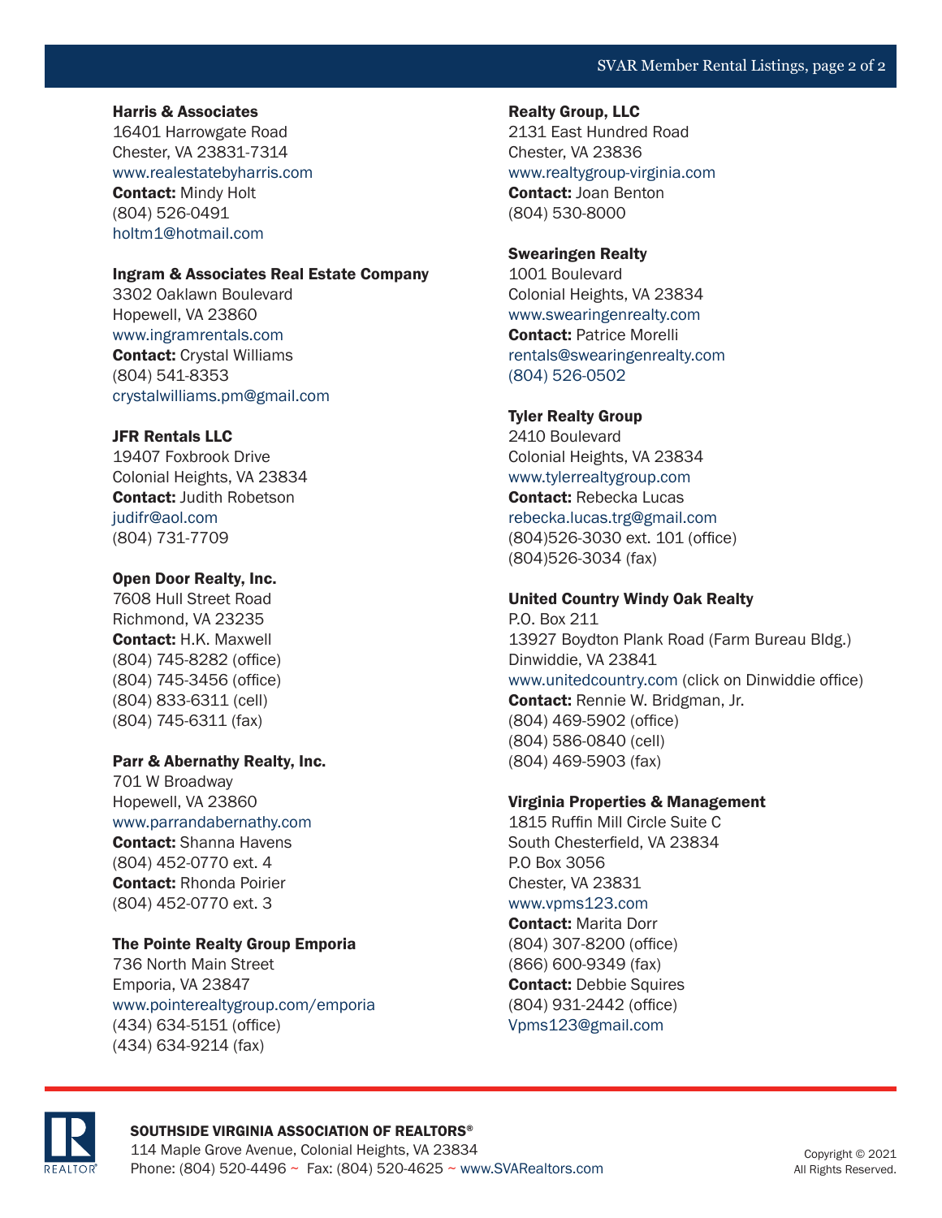**Harris & Associates**
16401 Harrowgate Road
Chester, VA 23831-7314
www.realestatebyharris.com
**Contact:** Mindy Holt
(804) 526-0491
holtm1@hotmail.com

**Ingram & Associates Real Estate Company**
3302 Oaklawn Boulevard
Hopewell, VA 23860
www.ingramrentals.com
**Contact:** Crystal Williams
(804) 541-8353
crystalwilliams.pm@gmail.com

**JFR Rentals LLC**
19407 Foxbrook Drive
Colonial Heights, VA 23834
**Contact:** Judith Robetson
judifr@aol.com
(804) 731-7709

**Open Door Realty, Inc.**
7608 Hull Street Road
Richmond, VA 23235
**Contact:** H.K. Maxwell
(804) 745-8282 (office)
(804) 745-3456 (office)
(804) 833-6311 (cell)
(804) 745-6311 (fax)

**Parr & Abernathy Realty, Inc.**
701 W Broadway
Hopewell, VA 23860
www.parrandabernathy.com
**Contact:** Shanna Havens
(804) 452-0770 ext. 4
**Contact:** Rhonda Poirier
(804) 452-0770 ext. 3

**The Pointe Realty Group Emporia**
736 North Main Street
Emporia, VA 23847
www.pointerealtygroup.com/emporia
(434) 634-5151 (office)
(434) 634-9214 (fax)

**Realty Group, LLC**
2131 East Hundred Road
Chester, VA 23836
www.realtygroup-virginia.com
**Contact:** Joan Benton
(804) 530-8000

**Swearingen Realty**
1001 Boulevard
Colonial Heights, VA 23834
www.swearingenrealty.com
**Contact:** Patrice Morelli
rentals@swearingenrealty.com
(804) 526-0502

**Tyler Realty Group**
2410 Boulevard
Colonial Heights, VA 23834
www.tylerrealtygroup.com
**Contact:** Rebecka Lucas
rebecka.lucas.trg@gmail.com
(804)526-3030 ext. 101 (office)
(804)526-3034 (fax)

**United Country Windy Oak Realty**
P.O. Box 211
13927 Boydton Plank Road (Farm Bureau Bldg.)
Dinwiddie, VA 23841
www.unitedcountry.com (click on Dinwiddie office)
**Contact:** Rennie W. Bridgman, Jr.
(804) 469-5902 (office)
(804) 586-0840 (cell)
(804) 469-5903 (fax)

**Virginia Properties & Management**
1815 Ruffin Mill Circle Suite C
South Chesterfield, VA 23834
P.O Box 3056
Chester, VA 23831
www.vpms123.com
**Contact:** Marita Dorr
(804) 307-8200 (office)
(866) 600-9349 (fax)
**Contact:** Debbie Squires
(804) 931-2442 (office)
Vpms123@gmail.com

**SOUTHSIDE VIRGINIA ASSOCIATION OF REALTORS®**
114 Maple Grove Avenue, Colonial Heights, VA 23834
Phone: (804) 520-4496 ~ Fax: (804) 520-4625 ~ www.SVARealtors.com

Copyright © 2021
All Rights Reserved.